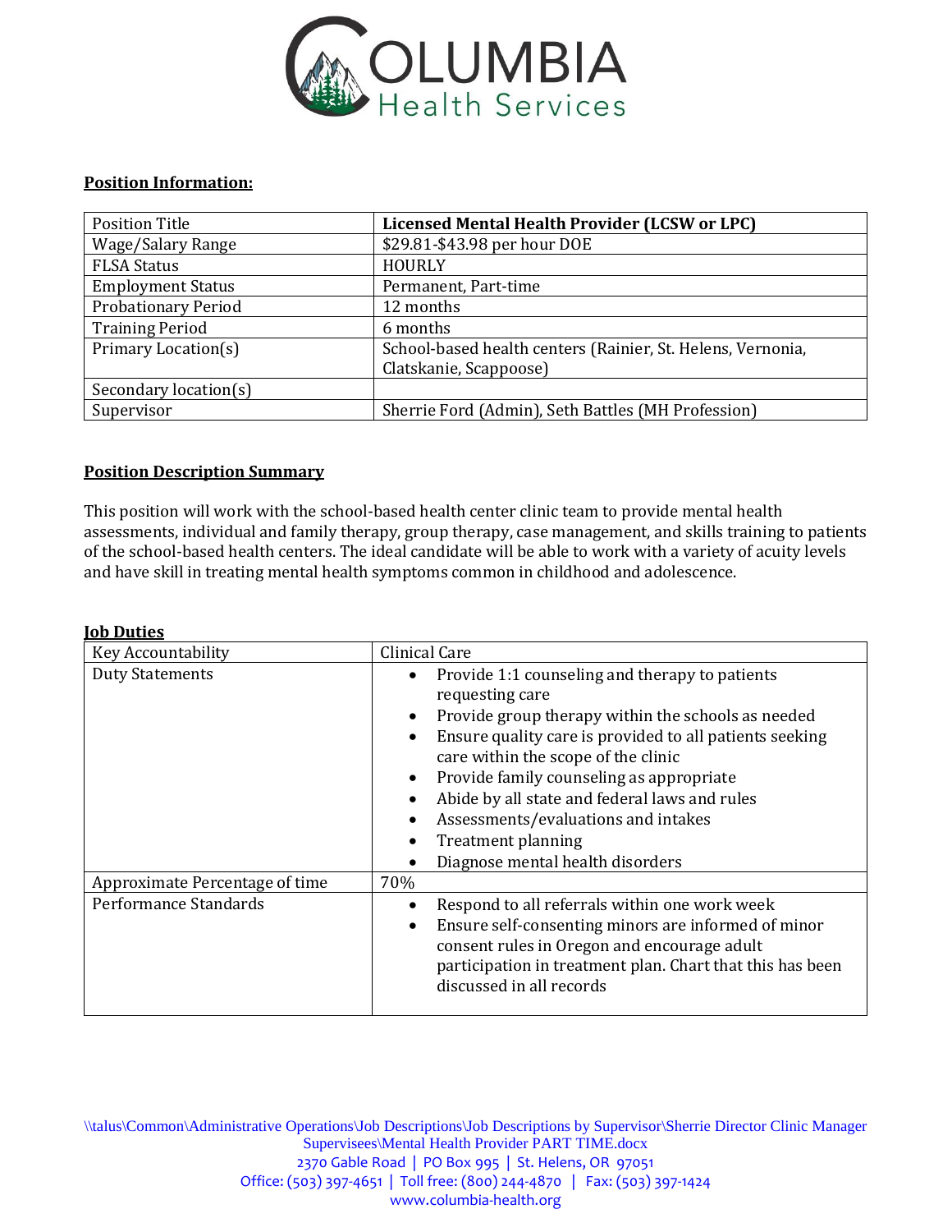# COLUMBIA Health Services

**Position Information:**

| Position Title | **Licensed Mental Health Provider (LCSW or LPC)** |
|---|---|
| Wage/Salary Range | $29.81-$43.98 per hour DOE |
| FLSA Status | HOURLY |
| Employment Status | Permanent, Part-time |
| Probationary Period | 12 months |
| Training Period | 6 months |
| Primary Location(s) | School-based health centers (Rainier, St. Helens, Vernonia, Clatskanie, Scappoose) |
| Secondary location(s) | |
| Supervisor | Sherrie Ford (Admin), Seth Battles (MH Profession) |

**Position Description Summary**

This position will work with the school-based health center clinic team to provide mental health assessments, individual and family therapy, group therapy, case management, and skills training to patients of the school-based health centers. The ideal candidate will be able to work with a variety of acuity levels and have skill in treating mental health symptoms common in childhood and adolescence.

**Job Duties**

| Key Accountability | Clinical Care |
|---|---|
| Duty Statements | • Provide 1:1 counseling and therapy to patients requesting care<br>• Provide group therapy within the schools as needed<br>• Ensure quality care is provided to all patients seeking care within the scope of the clinic<br>• Provide family counseling as appropriate<br>• Abide by all state and federal laws and rules<br>• Assessments/evaluations and intakes<br>• Treatment planning<br>• Diagnose mental health disorders |
| Approximate Percentage of time | 70% |
| Performance Standards | • Respond to all referrals within one work week<br>• Ensure self-consenting minors are informed of minor consent rules in Oregon and encourage adult participation in treatment plan. Chart that this has been discussed in all records |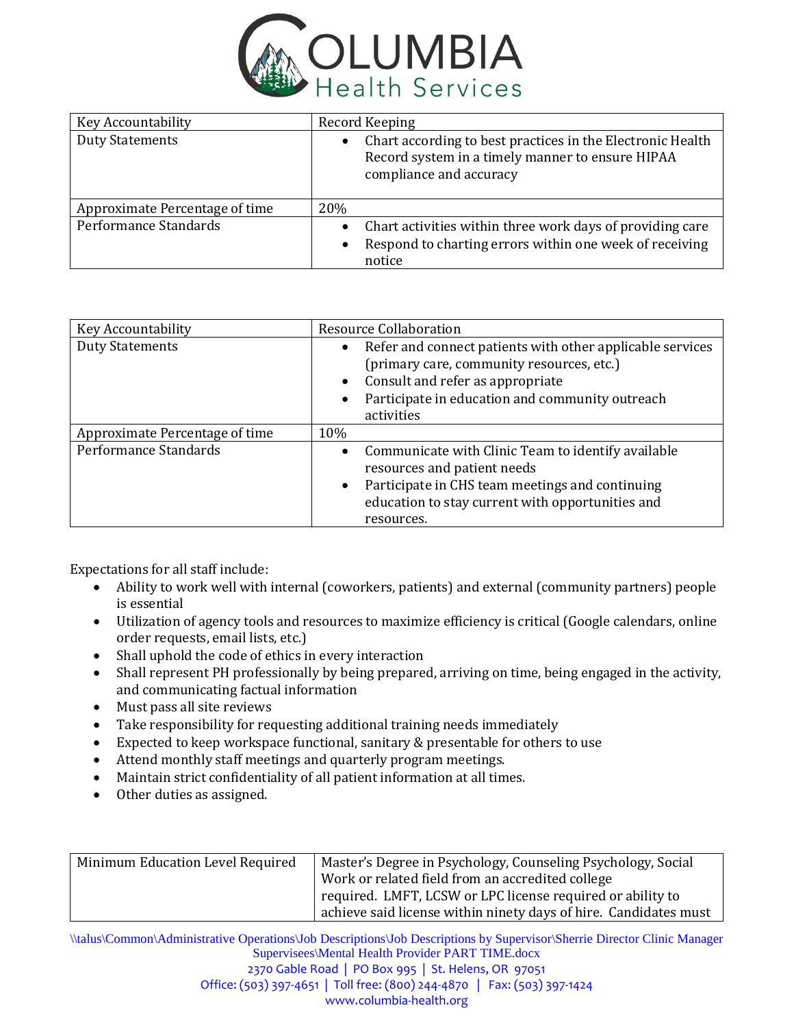| Key Accountability | Record Keeping |
|---|---|
| Duty Statements | • Chart according to best practices in the Electronic Health Record system in a timely manner to ensure HIPAA compliance and accuracy |
| Approximate Percentage of time | 20% |
| Performance Standards | • Chart activities within three work days of providing care<br>• Respond to charting errors within one week of receiving notice |

| Key Accountability | Resource Collaboration |
|---|---|
| Duty Statements | • Refer and connect patients with other applicable services (primary care, community resources, etc.)<br>• Consult and refer as appropriate<br>• Participate in education and community outreach activities |
| Approximate Percentage of time | 10% |
| Performance Standards | • Communicate with Clinic Team to identify available resources and patient needs<br>• Participate in CHS team meetings and continuing education to stay current with opportunities and resources. |

Expectations for all staff include:

- Ability to work well with internal (coworkers, patients) and external (community partners) people is essential
- Utilization of agency tools and resources to maximize efficiency is critical (Google calendars, online order requests, email lists, etc.)
- Shall uphold the code of ethics in every interaction
- Shall represent PH professionally by being prepared, arriving on time, being engaged in the activity, and communicating factual information
- Must pass all site reviews
- Take responsibility for requesting additional training needs immediately
- Expected to keep workspace functional, sanitary & presentable for others to use
- Attend monthly staff meetings and quarterly program meetings.
- Maintain strict confidentiality of all patient information at all times.
- Other duties as assigned.

| Minimum Education Level Required | Master's Degree in Psychology, Counseling Psychology, Social Work or related field from an accredited college required. LMFT, LCSW or LPC license required or ability to achieve said license within ninety days of hire. Candidates must |
|---|---|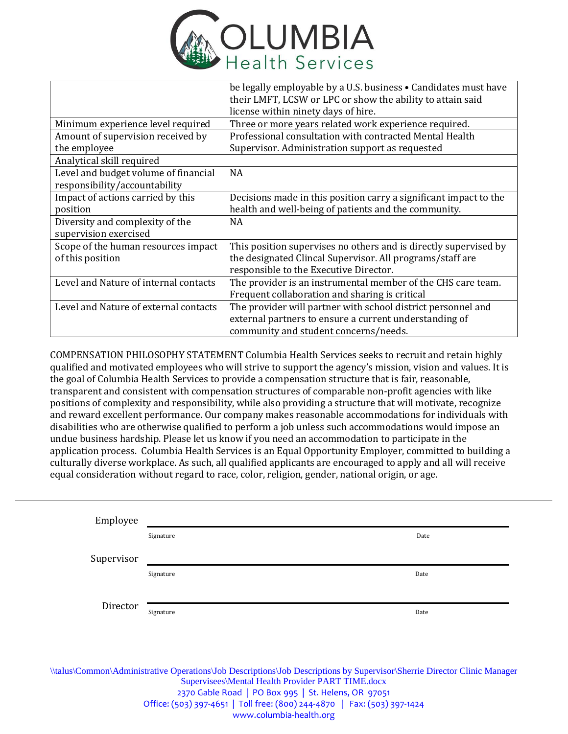| | |
|---|---|
| | be legally employable by a U.S. business • Candidates must have their LMFT, LCSW or LPC or show the ability to attain said license within ninety days of hire. |
| Minimum experience level required | Three or more years related work experience required. |
| Amount of supervision received by the employee | Professional consultation with contracted Mental Health Supervisor. Administration support as requested |
| Analytical skill required | |
| Level and budget volume of financial responsibility/accountability | NA |
| Impact of actions carried by this position | Decisions made in this position carry a significant impact to the health and well-being of patients and the community. |
| Diversity and complexity of the supervision exercised | NA |
| Scope of the human resources impact of this position | This position supervises no others and is directly supervised by the designated Clincal Supervisor. All programs/staff are responsible to the Executive Director. |
| Level and Nature of internal contacts | The provider is an instrumental member of the CHS care team. Frequent collaboration and sharing is critical |
| Level and Nature of external contacts | The provider will partner with school district personnel and external partners to ensure a current understanding of community and student concerns/needs. |

COMPENSATION PHILOSOPHY STATEMENT Columbia Health Services seeks to recruit and retain highly qualified and motivated employees who will strive to support the agency's mission, vision and values. It is the goal of Columbia Health Services to provide a compensation structure that is fair, reasonable, transparent and consistent with compensation structures of comparable non-profit agencies with like positions of complexity and responsibility, while also providing a structure that will motivate, recognize and reward excellent performance. Our company makes reasonable accommodations for individuals with disabilities who are otherwise qualified to perform a job unless such accommodations would impose an undue business hardship. Please let us know if you need an accommodation to participate in the application process. Columbia Health Services is an Equal Opportunity Employer, committed to building a culturally diverse workplace. As such, all qualified applicants are encouraged to apply and all will receive equal consideration without regard to race, color, religion, gender, national origin, or age.

---

Employee ______________________________________________

Signature Date

Supervisor ______________________________________________

Signature Date

Director ______________________________________________

Signature Date

\\talus\Common\Administrative Operations\Job Descriptions\Job Descriptions by Supervisor\Sherrie Director Clinic Manager Supervisees\Mental Health Provider PART TIME.docx